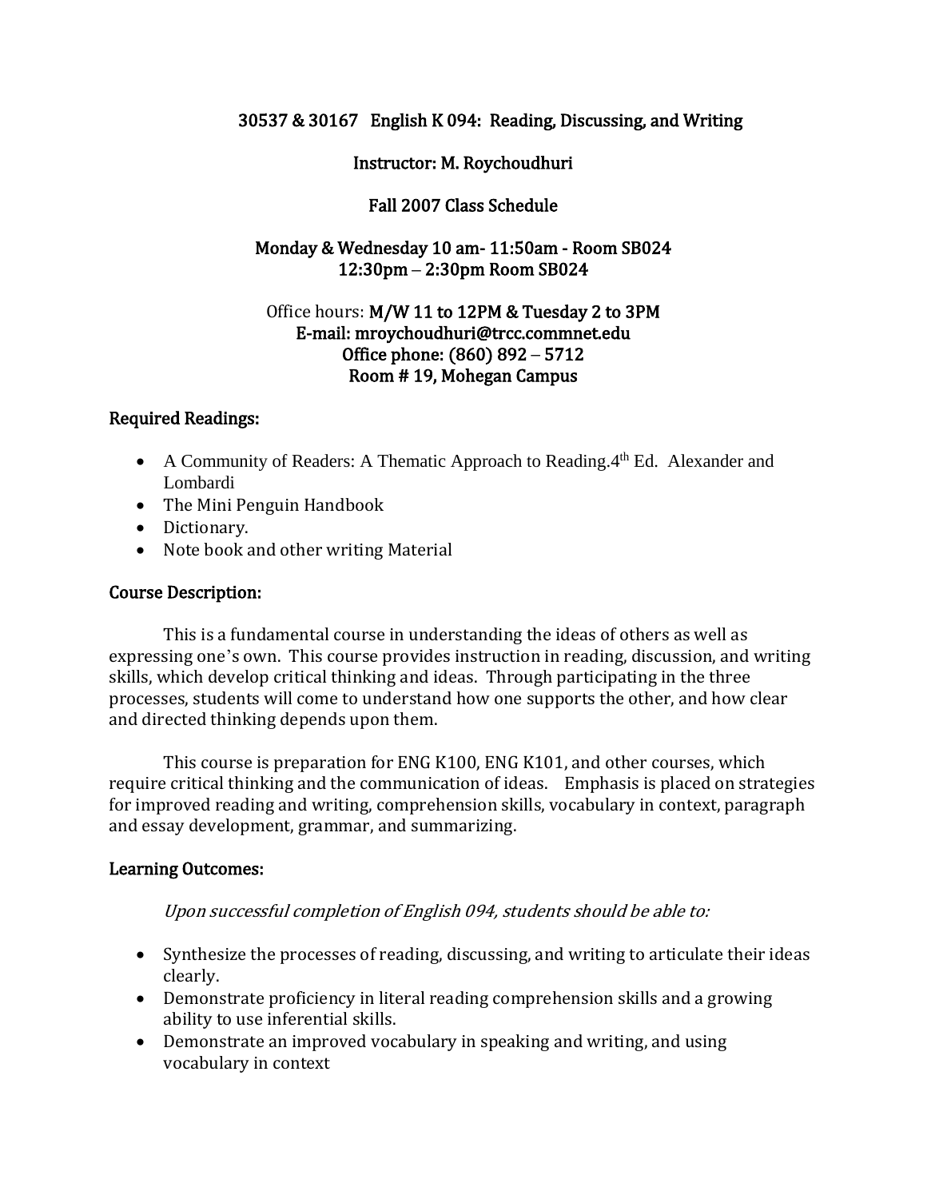# 30537 & 30167 English K 094: Reading, Discussing, and Writing

**Instructor: M. Roychoudhuri**

**Fall 2007 Class Schedule**

**Monday & Wednesday 10 am- 11:50am - Room SB024**
**12:30pm – 2:30pm Room SB024**

Office hours: **M/W 11 to 12PM & Tuesday 2 to 3PM**
**E-mail: mroychoudhuri@trcc.commnet.edu**
**Office phone: (860) 892 – 5712**
**Room # 19, Mohegan Campus**

## Required Readings:

- A Community of Readers: A Thematic Approach to Reading.4th Ed. Alexander and Lombardi
- The Mini Penguin Handbook
- Dictionary.
- Note book and other writing Material

## Course Description:

This is a fundamental course in understanding the ideas of others as well as expressing one's own. This course provides instruction in reading, discussion, and writing skills, which develop critical thinking and ideas. Through participating in the three processes, students will come to understand how one supports the other, and how clear and directed thinking depends upon them.

This course is preparation for ENG K100, ENG K101, and other courses, which require critical thinking and the communication of ideas. Emphasis is placed on strategies for improved reading and writing, comprehension skills, vocabulary in context, paragraph and essay development, grammar, and summarizing.

## Learning Outcomes:

*Upon successful completion of English 094, students should be able to:*

- Synthesize the processes of reading, discussing, and writing to articulate their ideas clearly.
- Demonstrate proficiency in literal reading comprehension skills and a growing ability to use inferential skills.
- Demonstrate an improved vocabulary in speaking and writing, and using vocabulary in context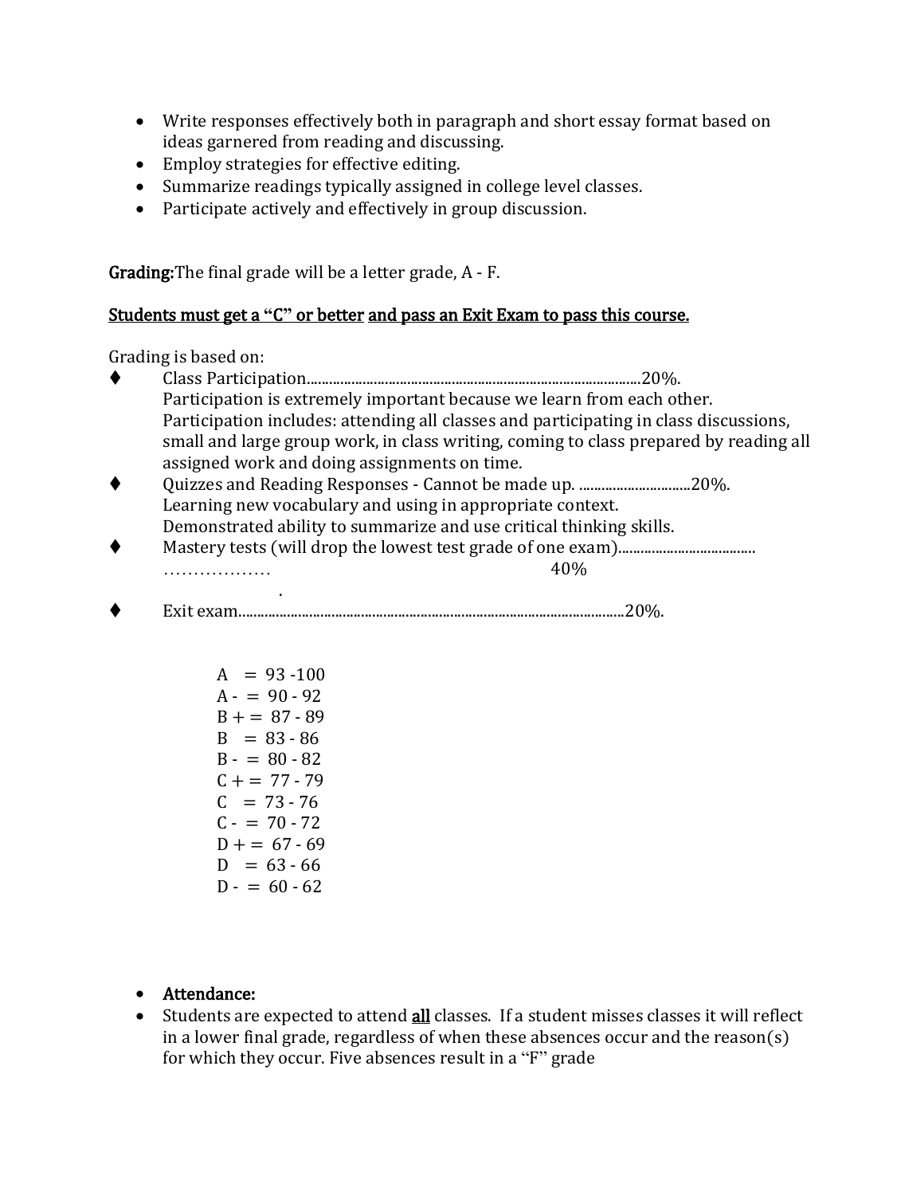- Write responses effectively both in paragraph and short essay format based on ideas garnered from reading and discussing.
- Employ strategies for effective editing.
- Summarize readings typically assigned in college level classes.
- Participate actively and effectively in group discussion.

**Grading:** The final grade will be a letter grade, A - F.

**<u>Students must get a "C" or better</u> <u>and pass an Exit Exam to pass this course.</u>**

Grading is based on:

- ♦ Class Participation..........................................................................................20%.
  Participation is extremely important because we learn from each other.
  Participation includes: attending all classes and participating in class discussions, small and large group work, in class writing, coming to class prepared by reading all assigned work and doing assignments on time.
- ♦ Quizzes and Reading Responses - Cannot be made up. ..............................20%.
  Learning new vocabulary and using in appropriate context.
  Demonstrated ability to summarize and use critical thinking skills.
- ♦ Mastery tests (will drop the lowest test grade of one exam)....................................
  ……………… 40%
- ♦ Exit exam.......................................................................................................20%.

A = 93 -100
A - = 90 - 92
B + = 87 - 89
B = 83 - 86
B - = 80 - 82
C + = 77 - 79
C = 73 - 76
C - = 70 - 72
D + = 67 - 69
D = 63 - 66
D - = 60 - 62

- **Attendance:**
- Students are expected to attend <u>all</u> classes. If a student misses classes it will reflect in a lower final grade, regardless of when these absences occur and the reason(s) for which they occur. Five absences result in a "F" grade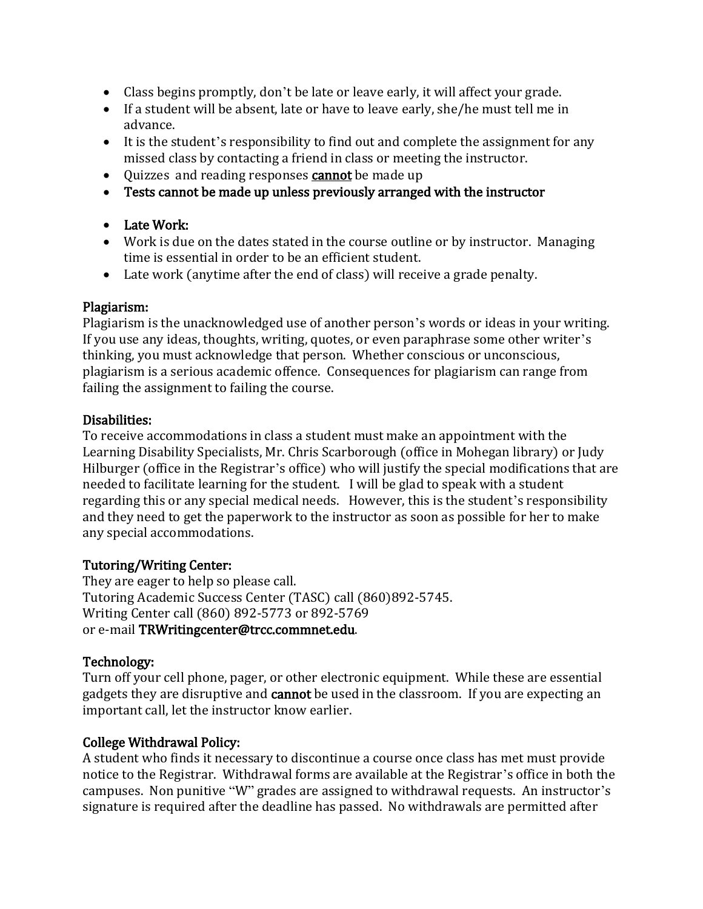- Class begins promptly, don't be late or leave early, it will affect your grade.
- If a student will be absent, late or have to leave early, she/he must tell me in advance.
- It is the student's responsibility to find out and complete the assignment for any missed class by contacting a friend in class or meeting the instructor.
- Quizzes and reading responses **cannot** be made up
- Tests cannot be made up unless previously arranged with the instructor

- Late Work:
- Work is due on the dates stated in the course outline or by instructor. Managing time is essential in order to be an efficient student.
- Late work (anytime after the end of class) will receive a grade penalty.

## Plagiarism:

Plagiarism is the unacknowledged use of another person's words or ideas in your writing. If you use any ideas, thoughts, writing, quotes, or even paraphrase some other writer's thinking, you must acknowledge that person. Whether conscious or unconscious, plagiarism is a serious academic offence. Consequences for plagiarism can range from failing the assignment to failing the course.

## Disabilities:

To receive accommodations in class a student must make an appointment with the Learning Disability Specialists, Mr. Chris Scarborough (office in Mohegan library) or Judy Hilburger (office in the Registrar's office) who will justify the special modifications that are needed to facilitate learning for the student. I will be glad to speak with a student regarding this or any special medical needs. However, this is the student's responsibility and they need to get the paperwork to the instructor as soon as possible for her to make any special accommodations.

## Tutoring/Writing Center:

They are eager to help so please call.
Tutoring Academic Success Center (TASC) call (860)892-5745.
Writing Center call (860) 892-5773 or 892-5769
or e-mail TRWritingcenter@trcc.commnet.edu.

## Technology:

Turn off your cell phone, pager, or other electronic equipment. While these are essential gadgets they are disruptive and cannot be used in the classroom. If you are expecting an important call, let the instructor know earlier.

## College Withdrawal Policy:

A student who finds it necessary to discontinue a course once class has met must provide notice to the Registrar. Withdrawal forms are available at the Registrar's office in both the campuses. Non punitive "W" grades are assigned to withdrawal requests. An instructor's signature is required after the deadline has passed. No withdrawals are permitted after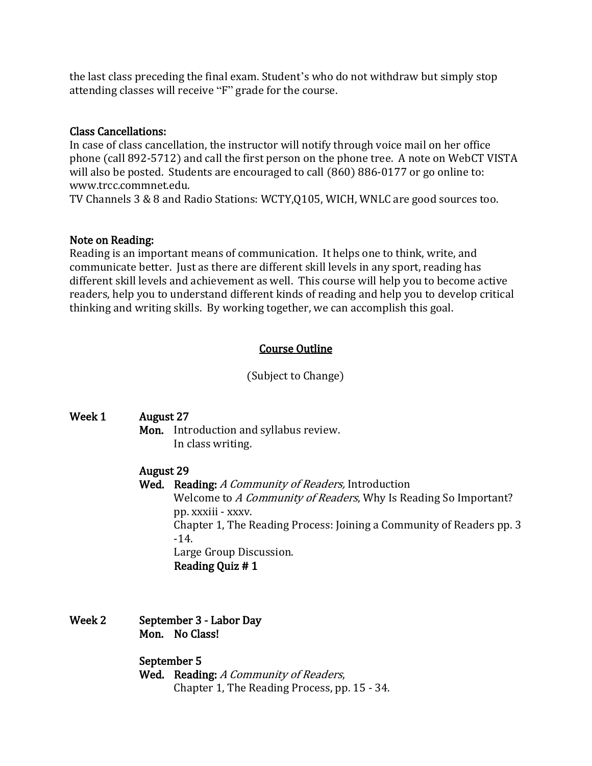the last class preceding the final exam. Student's who do not withdraw but simply stop attending classes will receive "F" grade for the course.

### Class Cancellations:

In case of class cancellation, the instructor will notify through voice mail on her office phone (call 892-5712) and call the first person on the phone tree. A note on WebCT VISTA will also be posted. Students are encouraged to call (860) 886-0177 or go online to: www.trcc.commnet.edu.
TV Channels 3 & 8 and Radio Stations: WCTY,Q105, WICH, WNLC are good sources too.

### Note on Reading:

Reading is an important means of communication. It helps one to think, write, and communicate better. Just as there are different skill levels in any sport, reading has different skill levels and achievement as well. This course will help you to become active readers, help you to understand different kinds of reading and help you to develop critical thinking and writing skills. By working together, we can accomplish this goal.

## Course Outline

(Subject to Change)

**Week 1** **August 27**

**Mon.** Introduction and syllabus review.
In class writing.

**August 29**

**Wed.** **Reading:** *A Community of Readers,* Introduction
Welcome to *A Community of Readers*, Why Is Reading So Important? pp. xxxiii - xxxv.
Chapter 1, The Reading Process: Joining a Community of Readers pp. 3 -14.
Large Group Discussion.
**Reading Quiz # 1**

**Week 2** **September 3 - Labor Day**

**Mon.** **No Class!**

**September 5**

**Wed.** **Reading:** *A Community of Readers*,
Chapter 1, The Reading Process, pp. 15 - 34.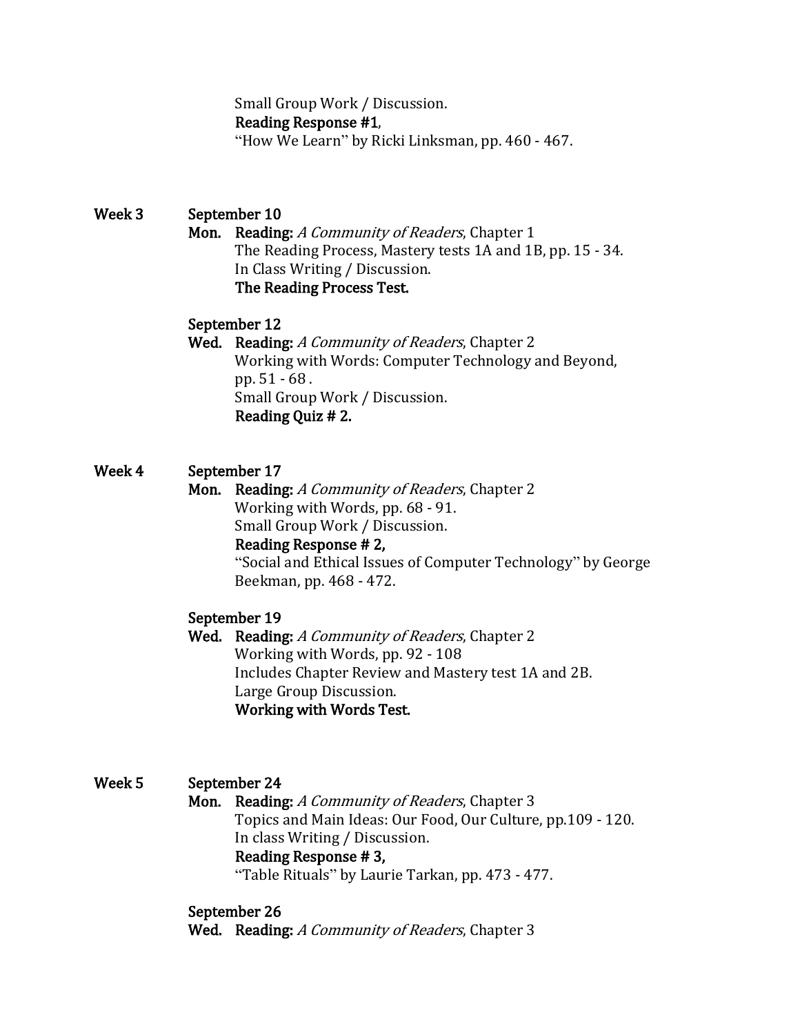Small Group Work / Discussion.
**Reading Response #1**,
"How We Learn" by Ricki Linksman, pp. 460 - 467.

**Week 3** **September 10**

**Mon.** **Reading:** *A Community of Readers*, Chapter 1
The Reading Process, Mastery tests 1A and 1B, pp. 15 - 34.
In Class Writing / Discussion.
**The Reading Process Test.**

**September 12**

**Wed.** **Reading:** *A Community of Readers*, Chapter 2
Working with Words: Computer Technology and Beyond, pp. 51 - 68 .
Small Group Work / Discussion.
**Reading Quiz # 2.**

**Week 4** **September 17**

**Mon.** **Reading:** *A Community of Readers*, Chapter 2
Working with Words, pp. 68 - 91.
Small Group Work / Discussion.
**Reading Response # 2,**
"Social and Ethical Issues of Computer Technology" by George Beekman, pp. 468 - 472.

**September 19**

**Wed.** **Reading:** *A Community of Readers*, Chapter 2
Working with Words, pp. 92 - 108
Includes Chapter Review and Mastery test 1A and 2B.
Large Group Discussion.
**Working with Words Test.**

**Week 5** **September 24**

**Mon.** **Reading:** *A Community of Readers*, Chapter 3
Topics and Main Ideas: Our Food, Our Culture, pp.109 - 120.
In class Writing / Discussion.
**Reading Response # 3,**
"Table Rituals" by Laurie Tarkan, pp. 473 - 477.

**September 26**

**Wed.** **Reading:** *A Community of Readers*, Chapter 3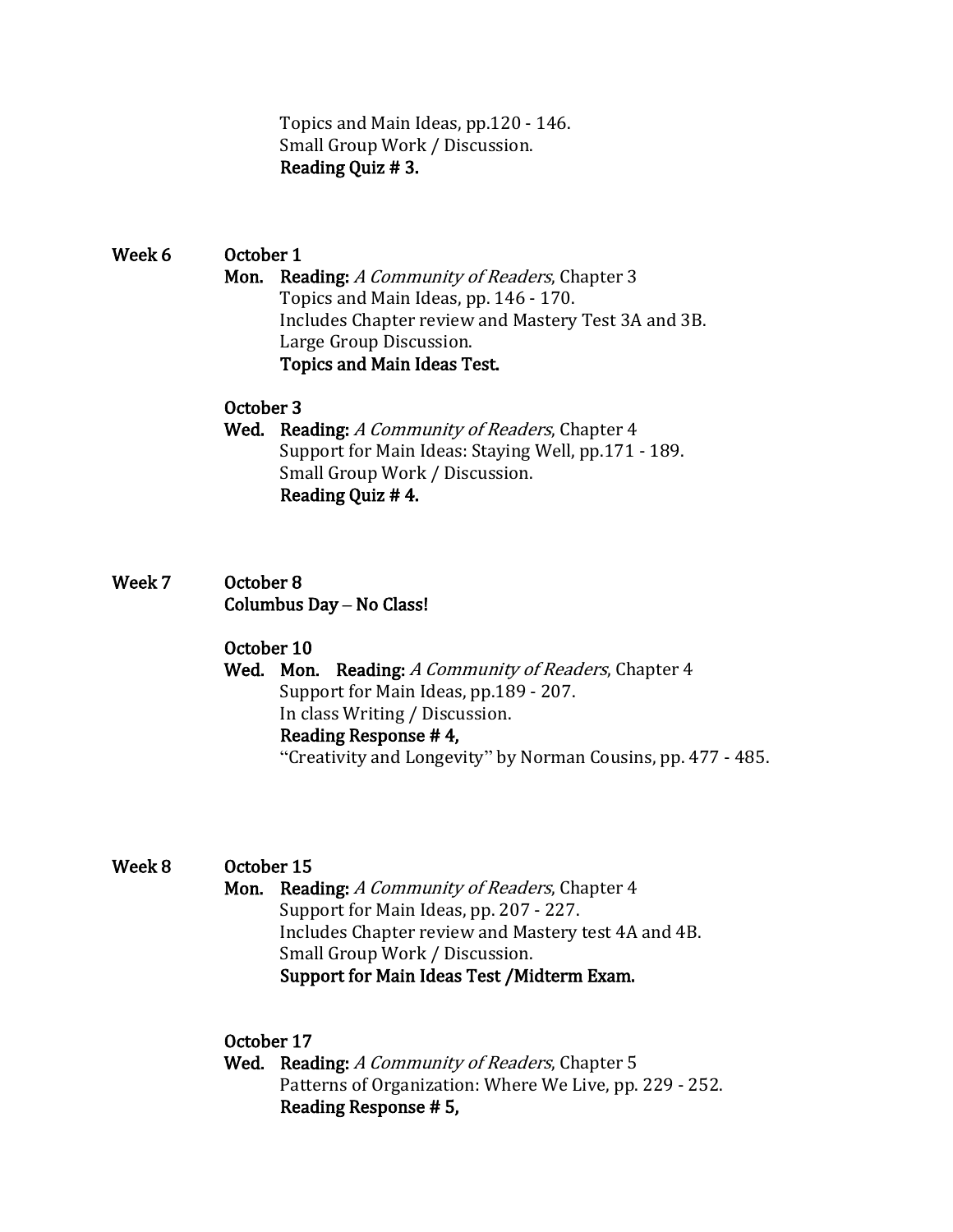Topics and Main Ideas, pp.120 - 146.
Small Group Work / Discussion.
**Reading Quiz # 3.**

**Week 6** **October 1**

**Mon.** **Reading:** *A Community of Readers*, Chapter 3
Topics and Main Ideas, pp. 146 - 170.
Includes Chapter review and Mastery Test 3A and 3B.
Large Group Discussion.
**Topics and Main Ideas Test.**

**October 3**

**Wed.** **Reading:** *A Community of Readers*, Chapter 4
Support for Main Ideas: Staying Well, pp.171 - 189.
Small Group Work / Discussion.
**Reading Quiz # 4.**

**Week 7** **October 8**

**Columbus Day – No Class!**

**October 10**

**Wed.** **Mon.** **Reading:** *A Community of Readers*, Chapter 4
Support for Main Ideas, pp.189 - 207.
In class Writing / Discussion.
**Reading Response # 4,**
"Creativity and Longevity" by Norman Cousins, pp. 477 - 485.

**Week 8** **October 15**

**Mon.** **Reading:** *A Community of Readers*, Chapter 4
Support for Main Ideas, pp. 207 - 227.
Includes Chapter review and Mastery test 4A and 4B.
Small Group Work / Discussion.
**Support for Main Ideas Test /Midterm Exam.**

**October 17**

**Wed.** **Reading:** *A Community of Readers*, Chapter 5
Patterns of Organization: Where We Live, pp. 229 - 252.
**Reading Response # 5,**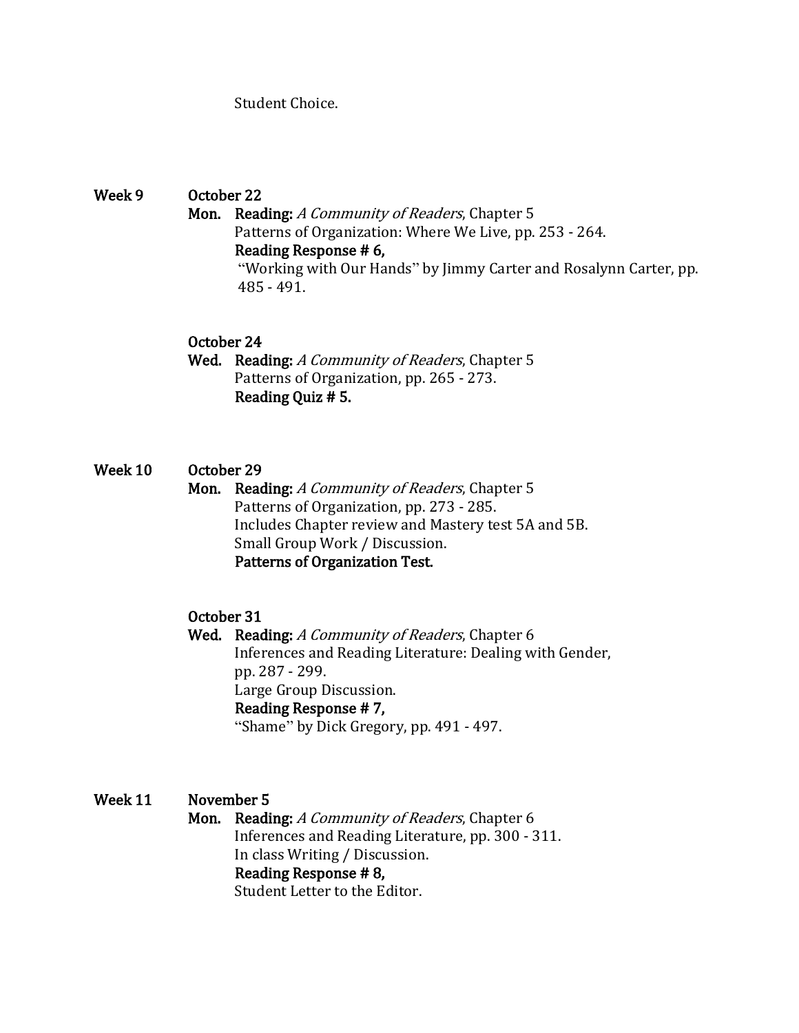Student Choice.

**Week 9** **October 22**

**Mon.** **Reading:** *A Community of Readers*, Chapter 5
Patterns of Organization: Where We Live, pp. 253 - 264.
**Reading Response # 6,**
"Working with Our Hands" by Jimmy Carter and Rosalynn Carter, pp. 485 - 491.

**October 24**

**Wed.** **Reading:** *A Community of Readers*, Chapter 5
Patterns of Organization, pp. 265 - 273.
**Reading Quiz # 5.**

**Week 10** **October 29**

**Mon.** **Reading:** *A Community of Readers*, Chapter 5
Patterns of Organization, pp. 273 - 285.
Includes Chapter review and Mastery test 5A and 5B.
Small Group Work / Discussion.
**Patterns of Organization Test.**

**October 31**

**Wed.** **Reading:** *A Community of Readers*, Chapter 6
Inferences and Reading Literature: Dealing with Gender, pp. 287 - 299.
Large Group Discussion.
**Reading Response # 7,**
"Shame" by Dick Gregory, pp. 491 - 497.

**Week 11** **November 5**

**Mon.** **Reading:** *A Community of Readers*, Chapter 6
Inferences and Reading Literature, pp. 300 - 311.
In class Writing / Discussion.
**Reading Response # 8,**
Student Letter to the Editor.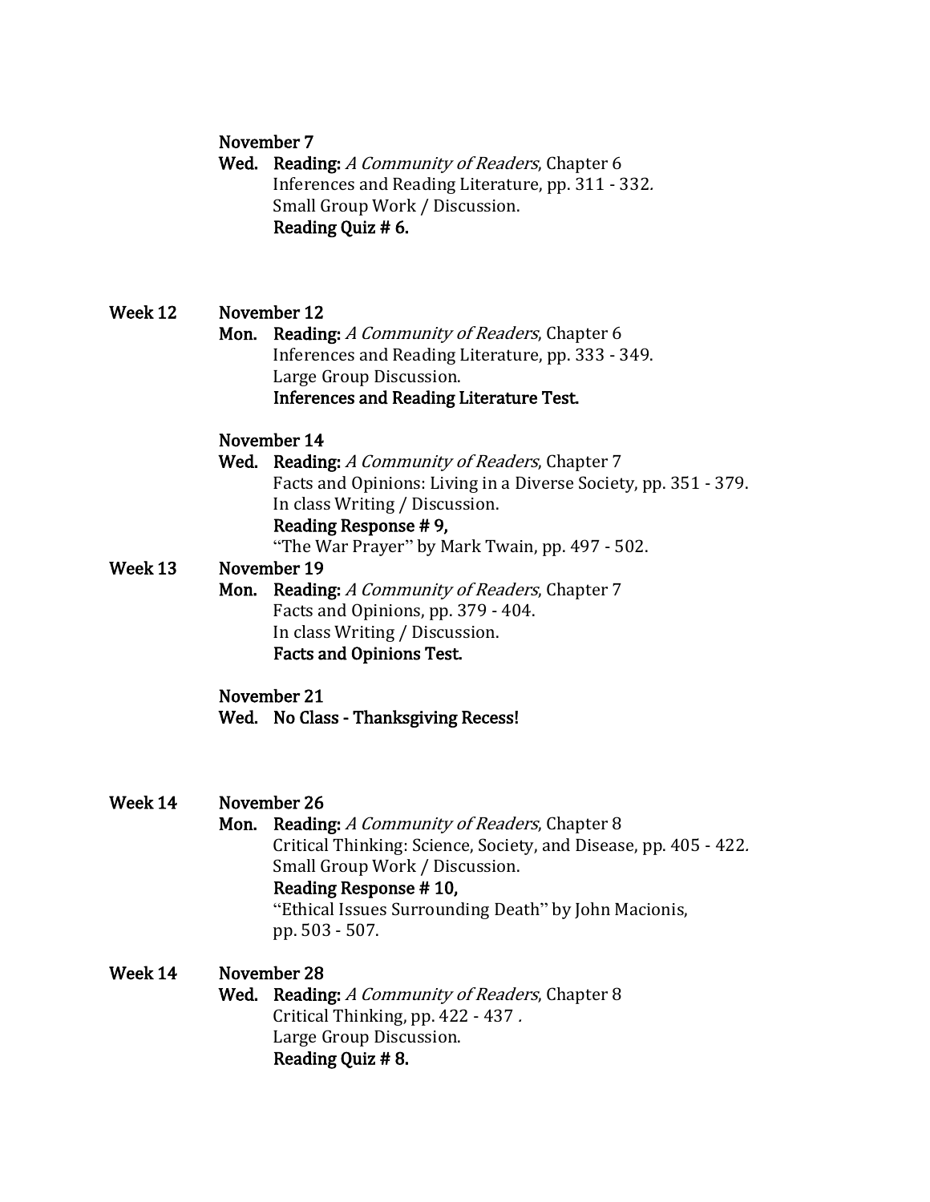**November 7**

**Wed.** **Reading:** *A Community of Readers*, Chapter 6
Inferences and Reading Literature, pp. 311 - 332.
Small Group Work / Discussion.
**Reading Quiz # 6.**

**Week 12** **November 12**

**Mon.** **Reading:** *A Community of Readers*, Chapter 6
Inferences and Reading Literature, pp. 333 - 349.
Large Group Discussion.
**Inferences and Reading Literature Test.**

**November 14**

**Wed.** **Reading:** *A Community of Readers*, Chapter 7
Facts and Opinions: Living in a Diverse Society, pp. 351 - 379.
In class Writing / Discussion.
**Reading Response # 9,**
"The War Prayer" by Mark Twain, pp. 497 - 502.

**Week 13** **November 19**

**Mon.** **Reading:** *A Community of Readers*, Chapter 7
Facts and Opinions, pp. 379 - 404.
In class Writing / Discussion.
**Facts and Opinions Test.**

**November 21**

**Wed.** **No Class - Thanksgiving Recess!**

**Week 14** **November 26**

**Mon.** **Reading:** *A Community of Readers*, Chapter 8
Critical Thinking: Science, Society, and Disease, pp. 405 - 422.
Small Group Work / Discussion.
**Reading Response # 10,**
"Ethical Issues Surrounding Death" by John Macionis,
pp. 503 - 507.

**Week 14** **November 28**

**Wed.** **Reading:** *A Community of Readers*, Chapter 8
Critical Thinking, pp. 422 - 437 .
Large Group Discussion.
**Reading Quiz # 8.**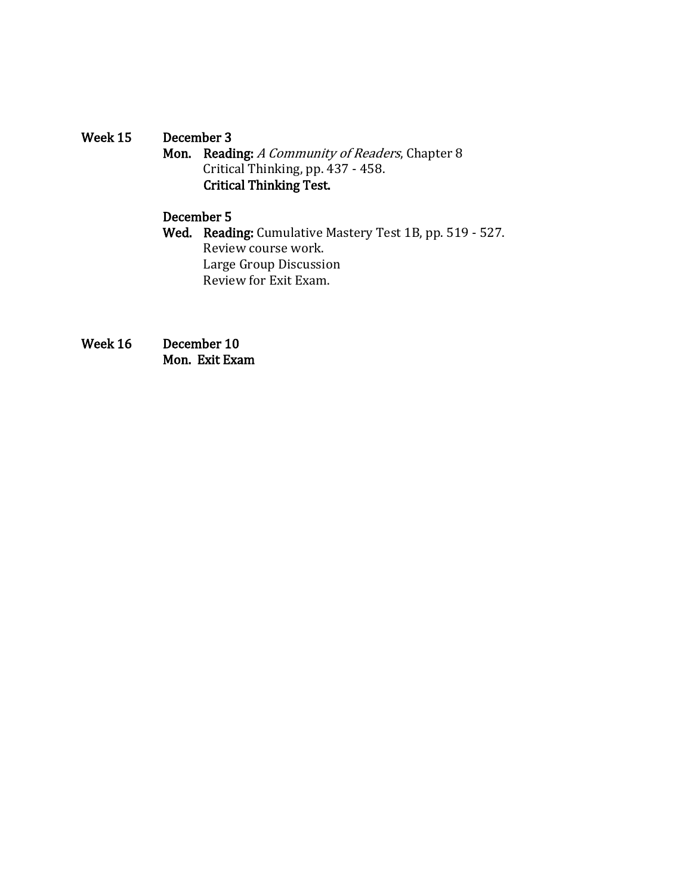**Week 15** **December 3**

**Mon.** **Reading:** *A Community of Readers*, Chapter 8
Critical Thinking, pp. 437 - 458.
**Critical Thinking Test.**

**December 5**

**Wed.** **Reading:** Cumulative Mastery Test 1B, pp. 519 - 527.
Review course work.
Large Group Discussion
Review for Exit Exam.

**Week 16** **December 10**

**Mon. Exit Exam**